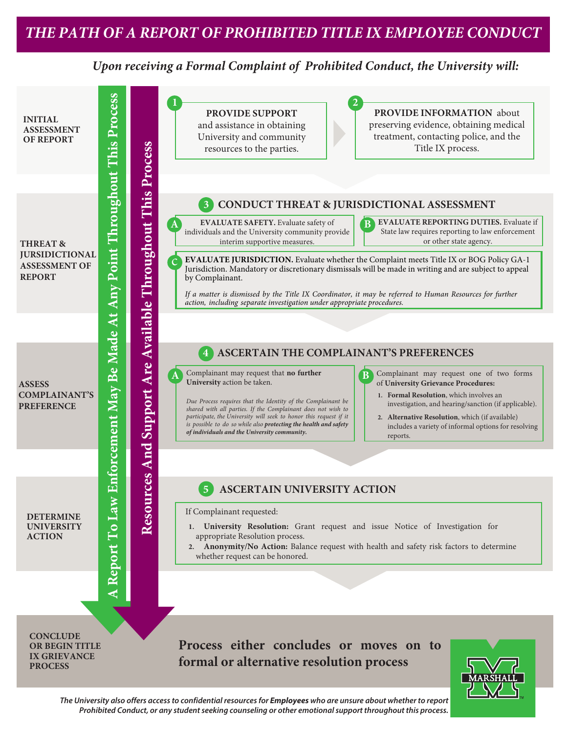# THE PATH OF A REPORT OF PROHIBITED TITLE IX EMPLOYEE CONDUCT

***Upon receiving a Formal Complaint of Prohibited Conduct, the University will:***

**A Report To Law Enforcement May Be Made At Any Point Throughout This Process**

**Resources And Support Are Available Throughout This Process**

## INITIAL ASSESSMENT OF REPORT

**1** **PROVIDE SUPPORT** and assistance in obtaining University and community resources to the parties.

**2** **PROVIDE INFORMATION** about preserving evidence, obtaining medical treatment, contacting police, and the Title IX process.

## THREAT & JURSIDICTIONAL ASSESSMENT OF REPORT

### 3 CONDUCT THREAT & JURISDICTIONAL ASSESSMENT

**A** **EVALUATE SAFETY.** Evaluate safety of individuals and the University community provide interim supportive measures.

**B** **EVALUATE REPORTING DUTIES.** Evaluate if State law requires reporting to law enforcement or other state agency.

**C** **EVALUATE JURISDICTION.** Evaluate whether the Complaint meets Title IX or BOG Policy GA-1 Jurisdiction. Mandatory or discretionary dismissals will be made in writing and are subject to appeal by Complainant.

*If a matter is dismissed by the Title IX Coordinator, it may be referred to Human Resources for further action, including separate investigation under appropriate procedures.*

## ASSESS COMPLAINANT'S PREFERENCE

### 4 ASCERTAIN THE COMPLAINANT'S PREFERENCES

**A** Complainant may request that **no further University** action be taken.

*Due Process requires that the Identity of the Complainant be shared with all parties. If the Complainant does not wish to participate, the University will seek to honor this request if it is possible to do so while also* ***protecting the health and safety of individuals and the University community.***

**B** Complainant may request one of two forms of **University Grievance Procedures:**

1. **Formal Resolution**, which involves an investigation, and hearing/sanction (if applicable).
2. **Alternative Resolution**, which (if available) includes a variety of informal options for resolving reports.

## DETERMINE UNIVERSITY ACTION

### 5 ASCERTAIN UNIVERSITY ACTION

If Complainant requested:

1. **University Resolution:** Grant request and issue Notice of Investigation for appropriate Resolution process.
2. **Anonymity/No Action:** Balance request with health and safety risk factors to determine whether request can be honored.

## CONCLUDE OR BEGIN TITLE IX GRIEVANCE PROCESS

**Process either concludes or moves on to formal or alternative resolution process**

MARSHALL

***The University also offers access to confidential resources for Employees who are unsure about whether to report Prohibited Conduct, or any student seeking counseling or other emotional support throughout this process.***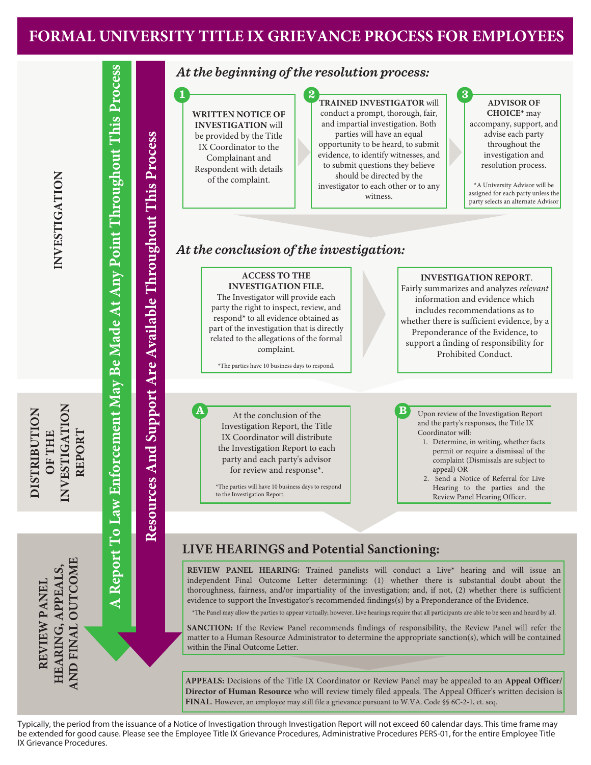# FORMAL UNIVERSITY TITLE IX GRIEVANCE PROCESS FOR EMPLOYEES

**A Report To Law Enforcement May Be Made At Any Point Throughout This Process**

**Resources And Support Are Available Throughout This Process**

## INVESTIGATION

### *At the beginning of the resolution process:*

**1** **WRITTEN NOTICE OF INVESTIGATION** will be provided by the Title IX Coordinator to the Complainant and Respondent with details of the complaint.

**2** **TRAINED INVESTIGATOR** will conduct a prompt, thorough, fair, and impartial investigation. Both parties will have an equal opportunity to be heard, to submit evidence, to identify witnesses, and to submit questions they believe should be directed by the investigator to each other or to any witness.

**3** **ADVISOR OF CHOICE*** may accompany, support, and advise each party throughout the investigation and resolution process.

*A University Advisor will be assigned for each party unless the party selects an alternate Advisor

### *At the conclusion of the investigation:*

**ACCESS TO THE INVESTIGATION FILE.** The Investigator will provide each party the right to inspect, review, and respond* to all evidence obtained as part of the investigation that is directly related to the allegations of the formal complaint.

*The parties have 10 business days to respond.

**INVESTIGATION REPORT**. Fairly summarizes and analyzes *relevant* information and evidence which includes recommendations as to whether there is sufficient evidence, by a Preponderance of the Evidence, to support a finding of responsibility for Prohibited Conduct.

## DISTRIBUTION OF THE INVESTIGATION REPORT

**A** At the conclusion of the Investigation Report, the Title IX Coordinator will distribute the Investigation Report to each party and each party's advisor for review and response*.

*The parties will have 10 business days to respond to the Investigation Report.

**B** Upon review of the Investigation Report and the party's responses, the Title IX Coordinator will:

1. Determine, in writing, whether facts permit or require a dismissal of the complaint (Dismissals are subject to appeal) OR
2. Send a Notice of Referral for Live Hearing to the parties and the Review Panel Hearing Officer.

## REVIEW PANEL HEARING, APPEALS, AND FINAL OUTCOME

### LIVE HEARINGS and Potential Sanctioning:

**REVIEW PANEL HEARING:** Trained panelists will conduct a Live* hearing and will issue an independent Final Outcome Letter determining: (1) whether there is substantial doubt about the thoroughness, fairness, and/or impartiality of the investigation; and, if not, (2) whether there is sufficient evidence to support the Investigator's recommended findings(s) by a Preponderance of the Evidence.

*The Panel may allow the parties to appear virtually; however, Live hearings require that all participants are able to be seen and heard by all.

**SANCTION:** If the Review Panel recommends findings of responsibility, the Review Panel will refer the matter to a Human Resource Administrator to determine the appropriate sanction(s), which will be contained within the Final Outcome Letter.

**APPEALS:** Decisions of the Title IX Coordinator or Review Panel may be appealed to an **Appeal Officer/ Director of Human Resource** who will review timely filed appeals. The Appeal Officer's written decision is **FINAL**. However, an employee may still file a grievance pursuant to W.VA. Code §§ 6C-2-1, et. seq.

Typically, the period from the issuance of a Notice of Investigation through Investigation Report will not exceed 60 calendar days. This time frame may be extended for good cause. Please see the Employee Title IX Grievance Procedures, Administrative Procedures PERS-01, for the entire Employee Title IX Grievance Procedures.